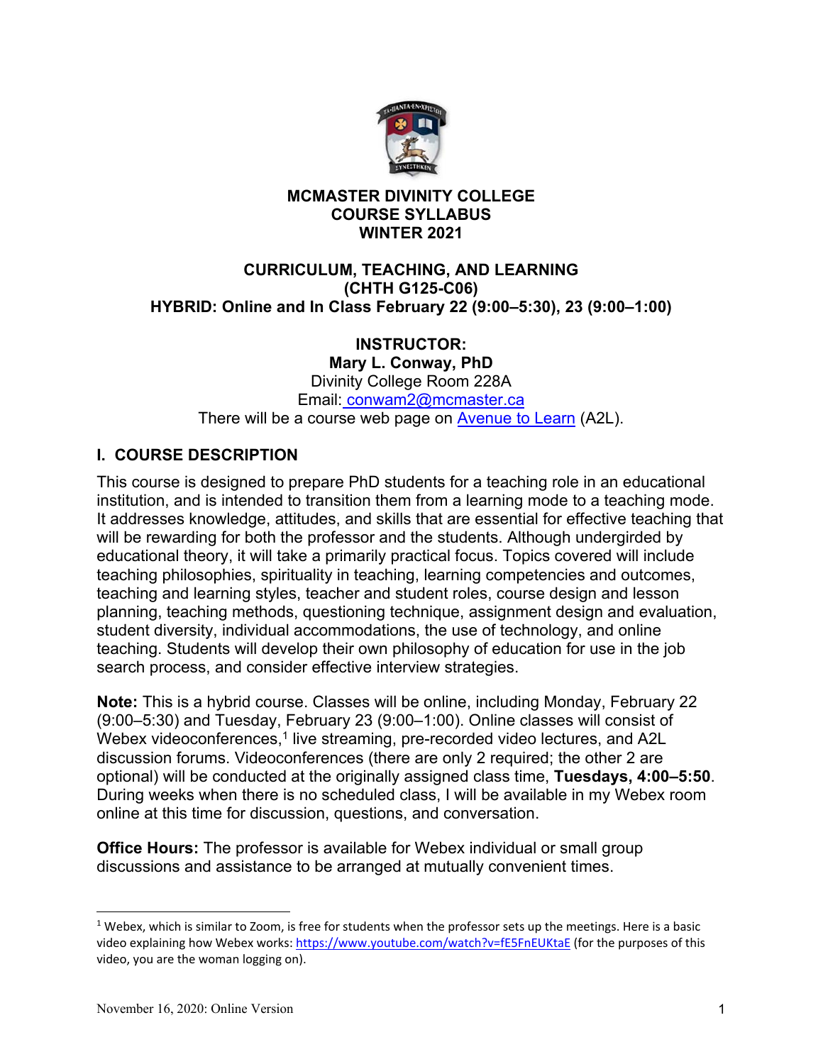**MCMASTER DIVINITY COLLEGE**
**COURSE SYLLABUS**
**WINTER 2021**

# CURRICULUM, TEACHING, AND LEARNING
**(CHTH G125-C06)**
**HYBRID: Online and In Class February 22 (9:00–5:30), 23 (9:00–1:00)**

**INSTRUCTOR:**
**Mary L. Conway, PhD**
Divinity College Room 228A
Email: conwam2@mcmaster.ca
There will be a course web page on Avenue to Learn (A2L).

## I. COURSE DESCRIPTION

This course is designed to prepare PhD students for a teaching role in an educational institution, and is intended to transition them from a learning mode to a teaching mode. It addresses knowledge, attitudes, and skills that are essential for effective teaching that will be rewarding for both the professor and the students. Although undergirded by educational theory, it will take a primarily practical focus. Topics covered will include teaching philosophies, spirituality in teaching, learning competencies and outcomes, teaching and learning styles, teacher and student roles, course design and lesson planning, teaching methods, questioning technique, assignment design and evaluation, student diversity, individual accommodations, the use of technology, and online teaching. Students will develop their own philosophy of education for use in the job search process, and consider effective interview strategies.

**Note:** This is a hybrid course. Classes will be online, including Monday, February 22 (9:00–5:30) and Tuesday, February 23 (9:00–1:00). Online classes will consist of Webex videoconferences,[1] live streaming, pre-recorded video lectures, and A2L discussion forums. Videoconferences (there are only 2 required; the other 2 are optional) will be conducted at the originally assigned class time, **Tuesdays, 4:00–5:50**. During weeks when there is no scheduled class, I will be available in my Webex room online at this time for discussion, questions, and conversation.

**Office Hours:** The professor is available for Webex individual or small group discussions and assistance to be arranged at mutually convenient times.

[1] Webex, which is similar to Zoom, is free for students when the professor sets up the meetings. Here is a basic video explaining how Webex works: https://www.youtube.com/watch?v=fE5FnEUKtaE (for the purposes of this video, you are the woman logging on).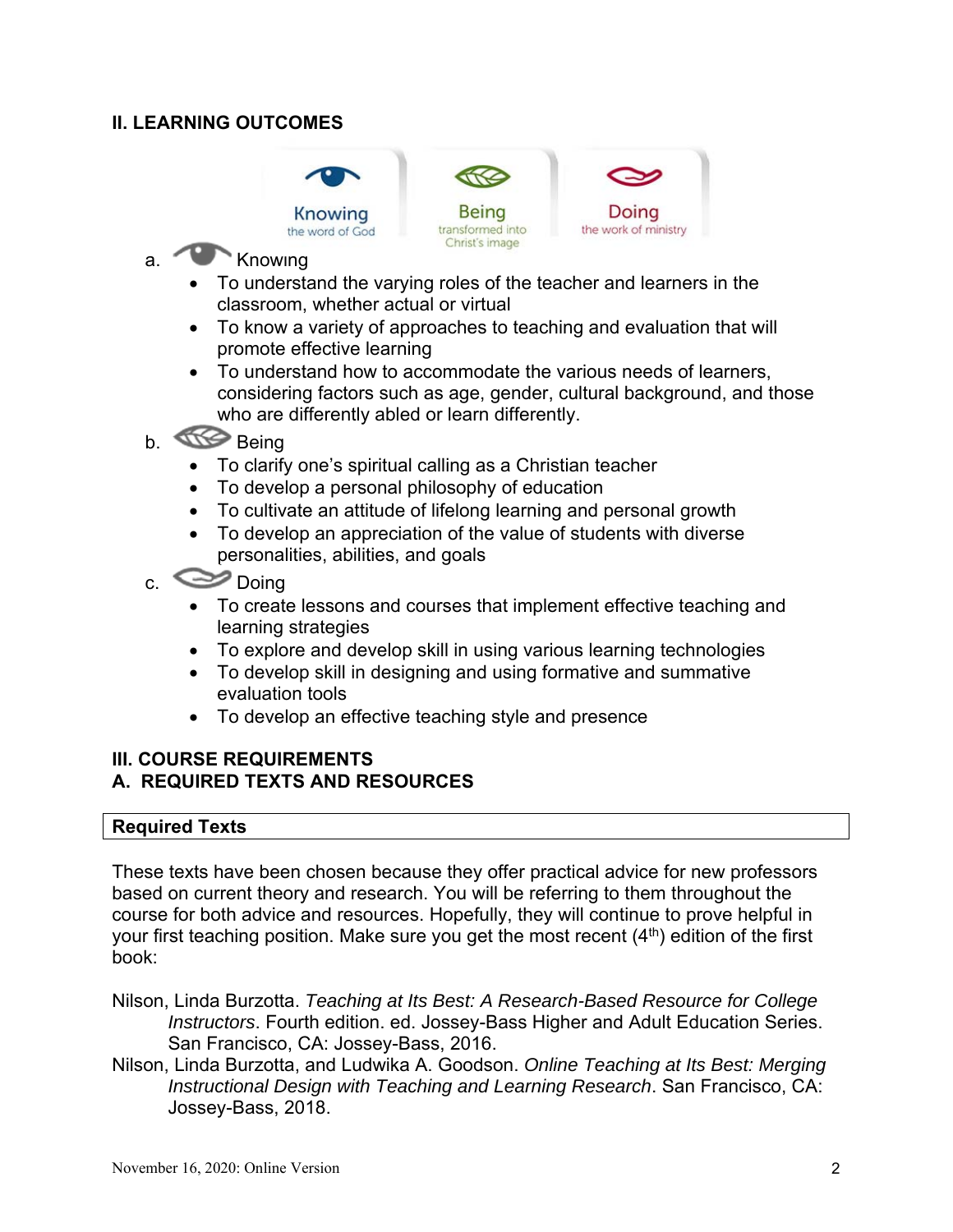## II. LEARNING OUTCOMES

Knowing
the word of God

Being
transformed into Christ's image

Doing
the work of ministry

a. Knowing

- To understand the varying roles of the teacher and learners in the classroom, whether actual or virtual
- To know a variety of approaches to teaching and evaluation that will promote effective learning
- To understand how to accommodate the various needs of learners, considering factors such as age, gender, cultural background, and those who are differently abled or learn differently.

b. Being

- To clarify one's spiritual calling as a Christian teacher
- To develop a personal philosophy of education
- To cultivate an attitude of lifelong learning and personal growth
- To develop an appreciation of the value of students with diverse personalities, abilities, and goals

c. Doing

- To create lessons and courses that implement effective teaching and learning strategies
- To explore and develop skill in using various learning technologies
- To develop skill in designing and using formative and summative evaluation tools
- To develop an effective teaching style and presence

## III. COURSE REQUIREMENTS

### A. REQUIRED TEXTS AND RESOURCES

| Required Texts |
| --- |

These texts have been chosen because they offer practical advice for new professors based on current theory and research. You will be referring to them throughout the course for both advice and resources. Hopefully, they will continue to prove helpful in your first teaching position. Make sure you get the most recent (4th) edition of the first book:

Nilson, Linda Burzotta. *Teaching at Its Best: A Research-Based Resource for College Instructors*. Fourth edition. ed. Jossey-Bass Higher and Adult Education Series. San Francisco, CA: Jossey-Bass, 2016.

Nilson, Linda Burzotta, and Ludwika A. Goodson. *Online Teaching at Its Best: Merging Instructional Design with Teaching and Learning Research*. San Francisco, CA: Jossey-Bass, 2018.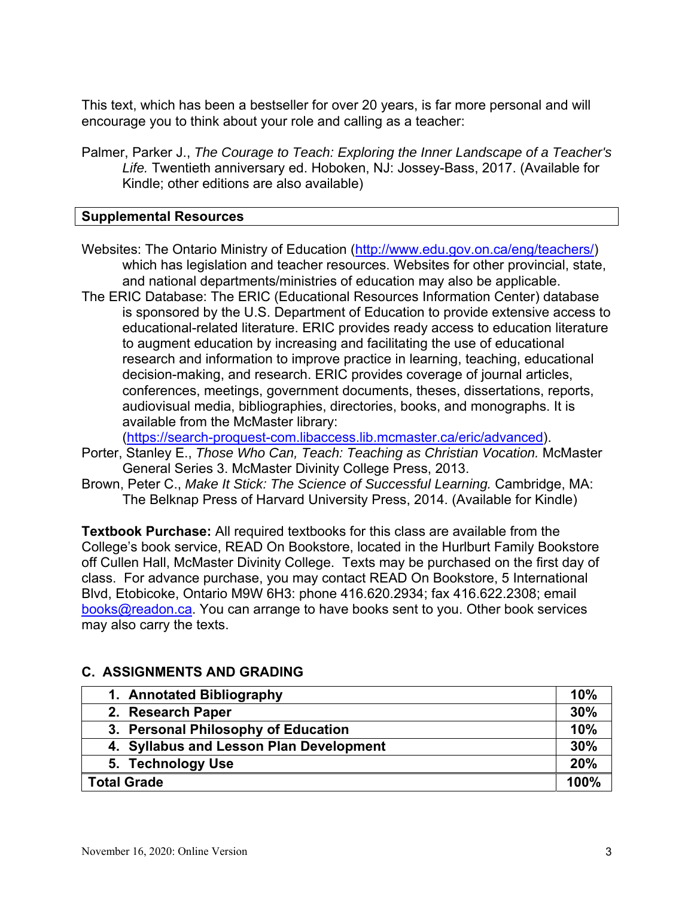This text, which has been a bestseller for over 20 years, is far more personal and will encourage you to think about your role and calling as a teacher:

Palmer, Parker J., *The Courage to Teach: Exploring the Inner Landscape of a Teacher's Life.* Twentieth anniversary ed. Hoboken, NJ: Jossey-Bass, 2017. (Available for Kindle; other editions are also available)

### Supplemental Resources

Websites: The Ontario Ministry of Education (http://www.edu.gov.on.ca/eng/teachers/) which has legislation and teacher resources. Websites for other provincial, state, and national departments/ministries of education may also be applicable.

The ERIC Database: The ERIC (Educational Resources Information Center) database is sponsored by the U.S. Department of Education to provide extensive access to educational-related literature. ERIC provides ready access to education literature to augment education by increasing and facilitating the use of educational research and information to improve practice in learning, teaching, educational decision-making, and research. ERIC provides coverage of journal articles, conferences, meetings, government documents, theses, dissertations, reports, audiovisual media, bibliographies, directories, books, and monographs. It is available from the McMaster library: (https://search-proquest-com.libaccess.lib.mcmaster.ca/eric/advanced).

Porter, Stanley E., *Those Who Can, Teach: Teaching as Christian Vocation.* McMaster General Series 3. McMaster Divinity College Press, 2013.

Brown, Peter C., *Make It Stick: The Science of Successful Learning.* Cambridge, MA: The Belknap Press of Harvard University Press, 2014. (Available for Kindle)

**Textbook Purchase:** All required textbooks for this class are available from the College's book service, READ On Bookstore, located in the Hurlburt Family Bookstore off Cullen Hall, McMaster Divinity College. Texts may be purchased on the first day of class. For advance purchase, you may contact READ On Bookstore, 5 International Blvd, Etobicoke, Ontario M9W 6H3: phone 416.620.2934; fax 416.622.2308; email books@readon.ca. You can arrange to have books sent to you. Other book services may also carry the texts.

## C. ASSIGNMENTS AND GRADING

| Assignment | Weight |
|---|---|
| **1. Annotated Bibliography** | **10%** |
| **2. Research Paper** | **30%** |
| **3. Personal Philosophy of Education** | **10%** |
| **4. Syllabus and Lesson Plan Development** | **30%** |
| **5. Technology Use** | **20%** |
| **Total Grade** | **100%** |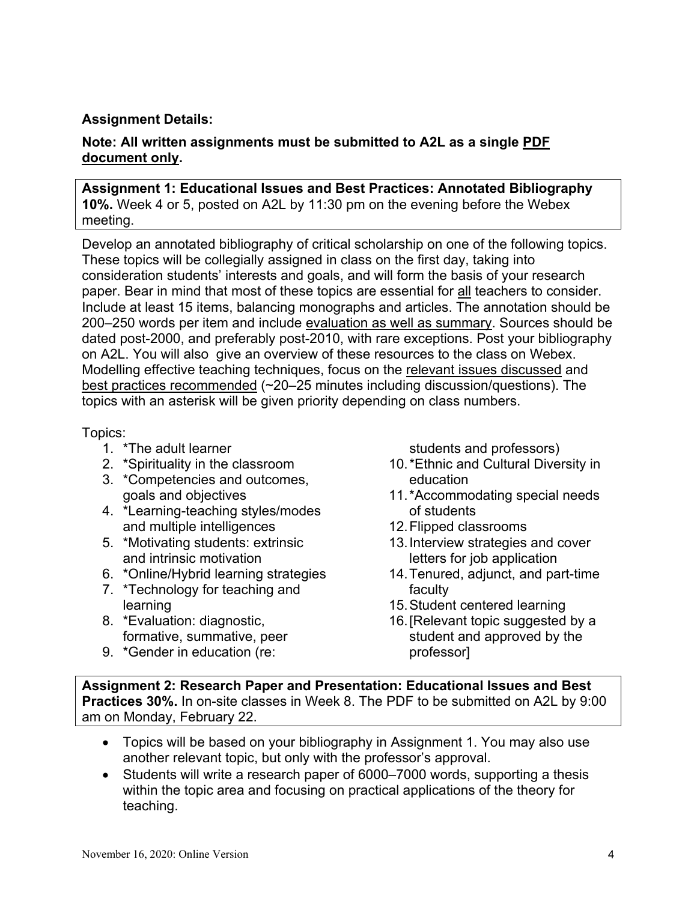**Assignment Details:**

**Note: All written assignments must be submitted to A2L as a single PDF document only.**

**Assignment 1: Educational Issues and Best Practices: Annotated Bibliography 10%.** Week 4 or 5, posted on A2L by 11:30 pm on the evening before the Webex meeting.

Develop an annotated bibliography of critical scholarship on one of the following topics. These topics will be collegially assigned in class on the first day, taking into consideration students' interests and goals, and will form the basis of your research paper. Bear in mind that most of these topics are essential for all teachers to consider. Include at least 15 items, balancing monographs and articles. The annotation should be 200–250 words per item and include evaluation as well as summary. Sources should be dated post-2000, and preferably post-2010, with rare exceptions. Post your bibliography on A2L. You will also give an overview of these resources to the class on Webex. Modelling effective teaching techniques, focus on the relevant issues discussed and best practices recommended (~20–25 minutes including discussion/questions). The topics with an asterisk will be given priority depending on class numbers.

Topics:

1. *The adult learner
2. *Spirituality in the classroom
3. *Competencies and outcomes, goals and objectives
4. *Learning-teaching styles/modes and multiple intelligences
5. *Motivating students: extrinsic and intrinsic motivation
6. *Online/Hybrid learning strategies
7. *Technology for teaching and learning
8. *Evaluation: diagnostic, formative, summative, peer
9. *Gender in education (re: students and professors)
10. *Ethnic and Cultural Diversity in education
11. *Accommodating special needs of students
12. Flipped classrooms
13. Interview strategies and cover letters for job application
14. Tenured, adjunct, and part-time faculty
15. Student centered learning
16. [Relevant topic suggested by a student and approved by the professor]

**Assignment 2: Research Paper and Presentation: Educational Issues and Best Practices 30%.** In on-site classes in Week 8. The PDF to be submitted on A2L by 9:00 am on Monday, February 22.

- Topics will be based on your bibliography in Assignment 1. You may also use another relevant topic, but only with the professor's approval.
- Students will write a research paper of 6000–7000 words, supporting a thesis within the topic area and focusing on practical applications of the theory for teaching.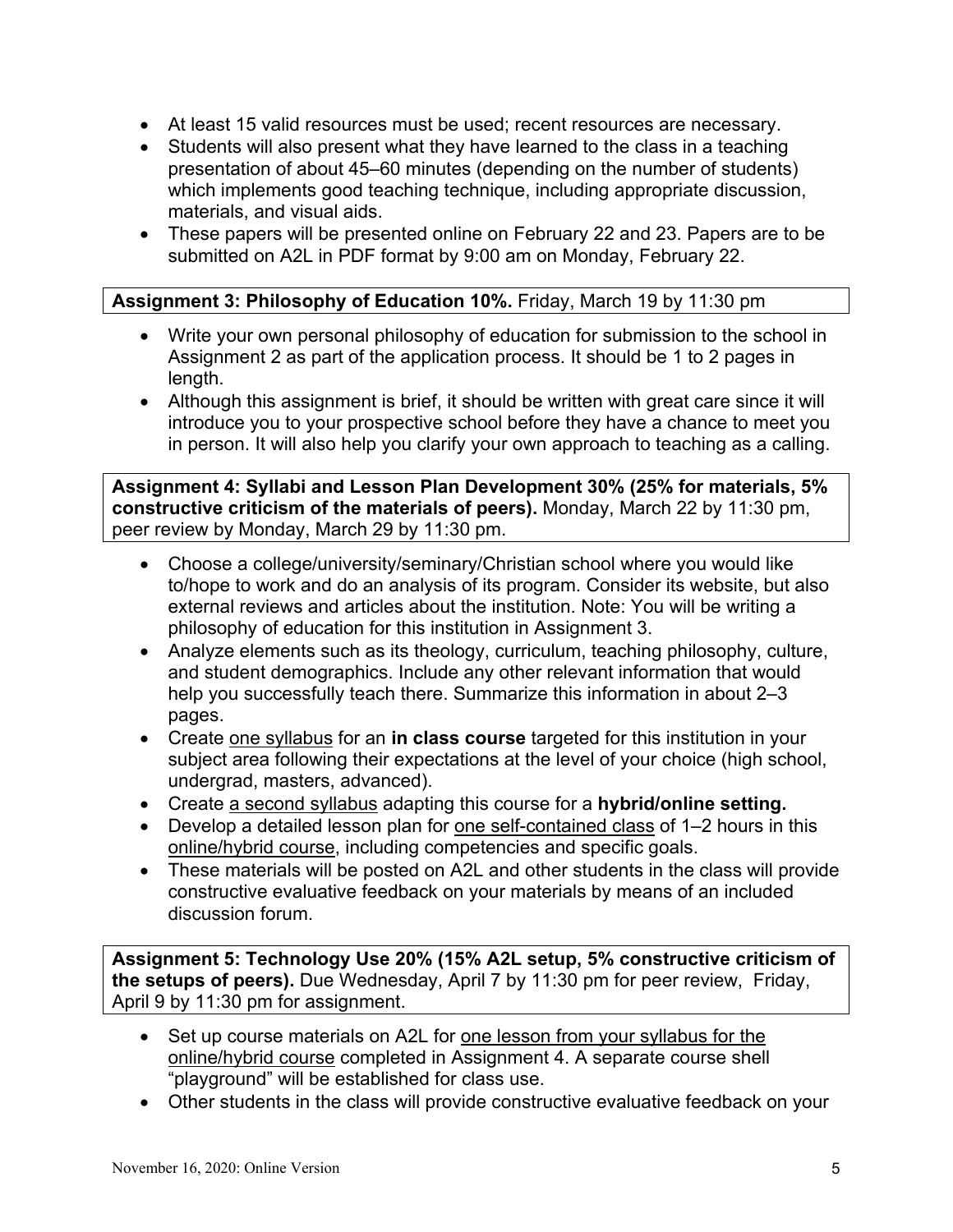- At least 15 valid resources must be used; recent resources are necessary.
- Students will also present what they have learned to the class in a teaching presentation of about 45–60 minutes (depending on the number of students) which implements good teaching technique, including appropriate discussion, materials, and visual aids.
- These papers will be presented online on February 22 and 23. Papers are to be submitted on A2L in PDF format by 9:00 am on Monday, February 22.

**Assignment 3: Philosophy of Education 10%.** Friday, March 19 by 11:30 pm

- Write your own personal philosophy of education for submission to the school in Assignment 2 as part of the application process. It should be 1 to 2 pages in length.
- Although this assignment is brief, it should be written with great care since it will introduce you to your prospective school before they have a chance to meet you in person. It will also help you clarify your own approach to teaching as a calling.

**Assignment 4: Syllabi and Lesson Plan Development 30% (25% for materials, 5% constructive criticism of the materials of peers).** Monday, March 22 by 11:30 pm, peer review by Monday, March 29 by 11:30 pm.

- Choose a college/university/seminary/Christian school where you would like to/hope to work and do an analysis of its program. Consider its website, but also external reviews and articles about the institution. Note: You will be writing a philosophy of education for this institution in Assignment 3.
- Analyze elements such as its theology, curriculum, teaching philosophy, culture, and student demographics. Include any other relevant information that would help you successfully teach there. Summarize this information in about 2–3 pages.
- Create one syllabus for an **in class course** targeted for this institution in your subject area following their expectations at the level of your choice (high school, undergrad, masters, advanced).
- Create a second syllabus adapting this course for a **hybrid/online setting.**
- Develop a detailed lesson plan for one self-contained class of 1–2 hours in this online/hybrid course, including competencies and specific goals.
- These materials will be posted on A2L and other students in the class will provide constructive evaluative feedback on your materials by means of an included discussion forum.

**Assignment 5: Technology Use 20% (15% A2L setup, 5% constructive criticism of the setups of peers).** Due Wednesday, April 7 by 11:30 pm for peer review, Friday, April 9 by 11:30 pm for assignment.

- Set up course materials on A2L for one lesson from your syllabus for the online/hybrid course completed in Assignment 4. A separate course shell "playground" will be established for class use.
- Other students in the class will provide constructive evaluative feedback on your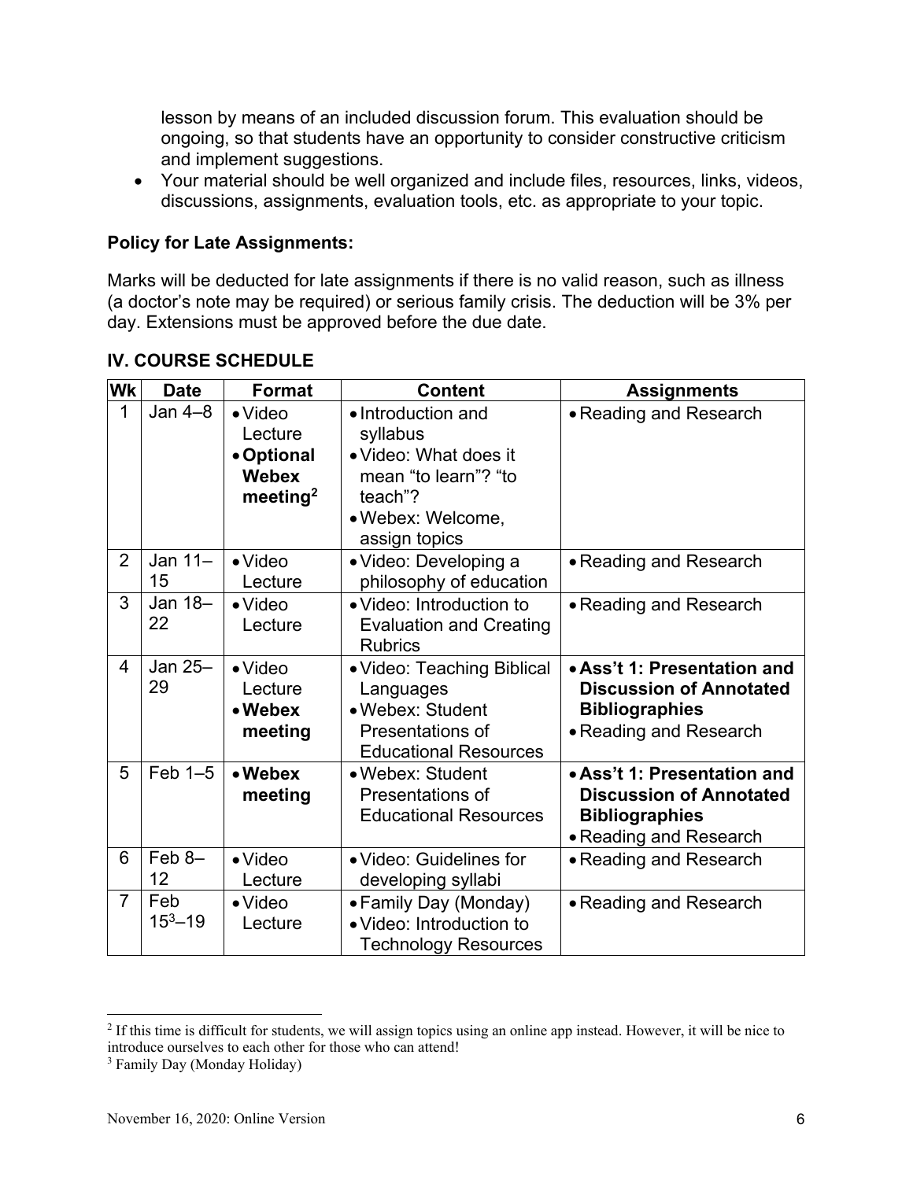lesson by means of an included discussion forum. This evaluation should be ongoing, so that students have an opportunity to consider constructive criticism and implement suggestions.

- Your material should be well organized and include files, resources, links, videos, discussions, assignments, evaluation tools, etc. as appropriate to your topic.

**Policy for Late Assignments:**

Marks will be deducted for late assignments if there is no valid reason, such as illness (a doctor's note may be required) or serious family crisis. The deduction will be 3% per day. Extensions must be approved before the due date.

## IV. COURSE SCHEDULE

| Wk | Date | Format | Content | Assignments |
|---|---|---|---|---|
| 1 | Jan 4–8 | • Video Lecture<br>• **Optional Webex meeting**[2] | • Introduction and syllabus<br>• Video: What does it mean "to learn"? "to teach"?<br>• Webex: Welcome, assign topics | • Reading and Research |
| 2 | Jan 11–15 | • Video Lecture | • Video: Developing a philosophy of education | • Reading and Research |
| 3 | Jan 18–22 | • Video Lecture | • Video: Introduction to Evaluation and Creating Rubrics | • Reading and Research |
| 4 | Jan 25–29 | • Video Lecture<br>• **Webex meeting** | • Video: Teaching Biblical Languages<br>• Webex: Student Presentations of Educational Resources | • **Ass't 1: Presentation and Discussion of Annotated Bibliographies**<br>• Reading and Research |
| 5 | Feb 1–5 | • **Webex meeting** | • Webex: Student Presentations of Educational Resources | • **Ass't 1: Presentation and Discussion of Annotated Bibliographies**<br>• Reading and Research |
| 6 | Feb 8–12 | • Video Lecture | • Video: Guidelines for developing syllabi | • Reading and Research |
| 7 | Feb 15[3]–19 | • Video Lecture | • Family Day (Monday)<br>• Video: Introduction to Technology Resources | • Reading and Research |

[2] If this time is difficult for students, we will assign topics using an online app instead. However, it will be nice to introduce ourselves to each other for those who can attend!

[3] Family Day (Monday Holiday)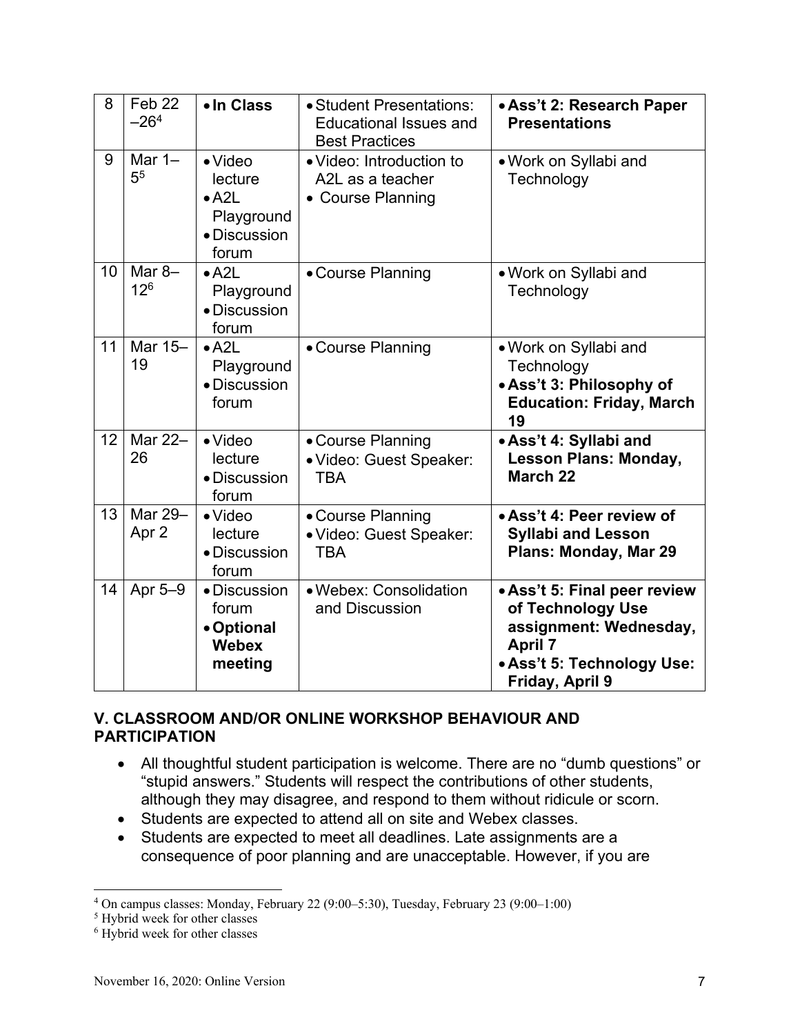| 8 | Feb 22 –26[4] | • **In Class** | • Student Presentations: Educational Issues and Best Practices | • **Ass't 2: Research Paper Presentations** |
|---|---|---|---|---|
| 9 | Mar 1–5[5] | • Video lecture<br>• A2L Playground<br>• Discussion forum | • Video: Introduction to A2L as a teacher<br>• Course Planning | • Work on Syllabi and Technology |
| 10 | Mar 8–12[6] | • A2L Playground<br>• Discussion forum | • Course Planning | • Work on Syllabi and Technology |
| 11 | Mar 15–19 | • A2L Playground<br>• Discussion forum | • Course Planning | • Work on Syllabi and Technology<br>• **Ass't 3: Philosophy of Education: Friday, March 19** |
| 12 | Mar 22–26 | • Video lecture<br>• Discussion forum | • Course Planning<br>• Video: Guest Speaker: TBA | • **Ass't 4: Syllabi and Lesson Plans: Monday, March 22** |
| 13 | Mar 29–Apr 2 | • Video lecture<br>• Discussion forum | • Course Planning<br>• Video: Guest Speaker: TBA | • **Ass't 4: Peer review of Syllabi and Lesson Plans: Monday, Mar 29** |
| 14 | Apr 5–9 | • Discussion forum<br>• **Optional Webex meeting** | • Webex: Consolidation and Discussion | • **Ass't 5: Final peer review of Technology Use assignment: Wednesday, April 7**<br>• **Ass't 5: Technology Use: Friday, April 9** |

## V. CLASSROOM AND/OR ONLINE WORKSHOP BEHAVIOUR AND PARTICIPATION

- All thoughtful student participation is welcome. There are no "dumb questions" or "stupid answers." Students will respect the contributions of other students, although they may disagree, and respond to them without ridicule or scorn.
- Students are expected to attend all on site and Webex classes.
- Students are expected to meet all deadlines. Late assignments are a consequence of poor planning and are unacceptable. However, if you are

[4] On campus classes: Monday, February 22 (9:00–5:30), Tuesday, February 23 (9:00–1:00)

[5] Hybrid week for other classes

[6] Hybrid week for other classes

November 16, 2020: Online Version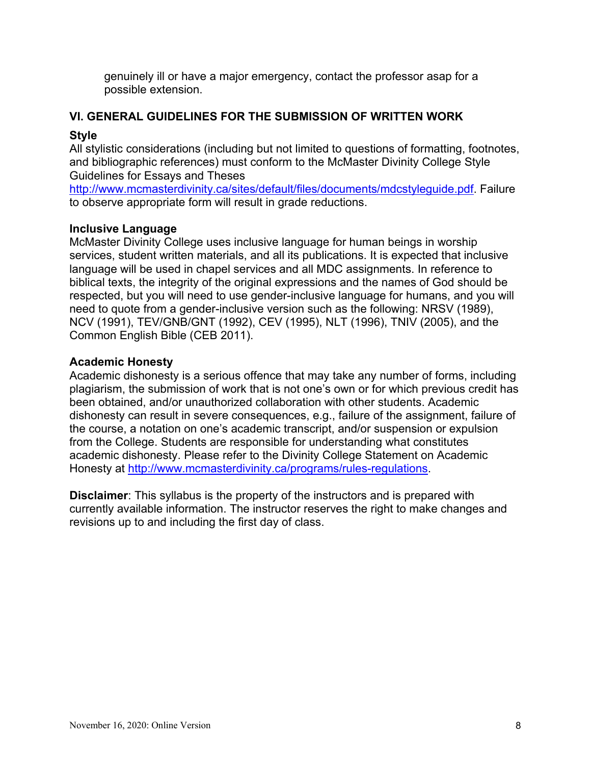genuinely ill or have a major emergency, contact the professor asap for a possible extension.

## VI. GENERAL GUIDELINES FOR THE SUBMISSION OF WRITTEN WORK

### Style

All stylistic considerations (including but not limited to questions of formatting, footnotes, and bibliographic references) must conform to the McMaster Divinity College Style Guidelines for Essays and Theses http://www.mcmasterdivinity.ca/sites/default/files/documents/mdcstyleguide.pdf. Failure to observe appropriate form will result in grade reductions.

### Inclusive Language

McMaster Divinity College uses inclusive language for human beings in worship services, student written materials, and all its publications. It is expected that inclusive language will be used in chapel services and all MDC assignments. In reference to biblical texts, the integrity of the original expressions and the names of God should be respected, but you will need to use gender-inclusive language for humans, and you will need to quote from a gender-inclusive version such as the following: NRSV (1989), NCV (1991), TEV/GNB/GNT (1992), CEV (1995), NLT (1996), TNIV (2005), and the Common English Bible (CEB 2011).

### Academic Honesty

Academic dishonesty is a serious offence that may take any number of forms, including plagiarism, the submission of work that is not one's own or for which previous credit has been obtained, and/or unauthorized collaboration with other students. Academic dishonesty can result in severe consequences, e.g., failure of the assignment, failure of the course, a notation on one's academic transcript, and/or suspension or expulsion from the College. Students are responsible for understanding what constitutes academic dishonesty. Please refer to the Divinity College Statement on Academic Honesty at http://www.mcmasterdivinity.ca/programs/rules-regulations.

**Disclaimer**: This syllabus is the property of the instructors and is prepared with currently available information. The instructor reserves the right to make changes and revisions up to and including the first day of class.